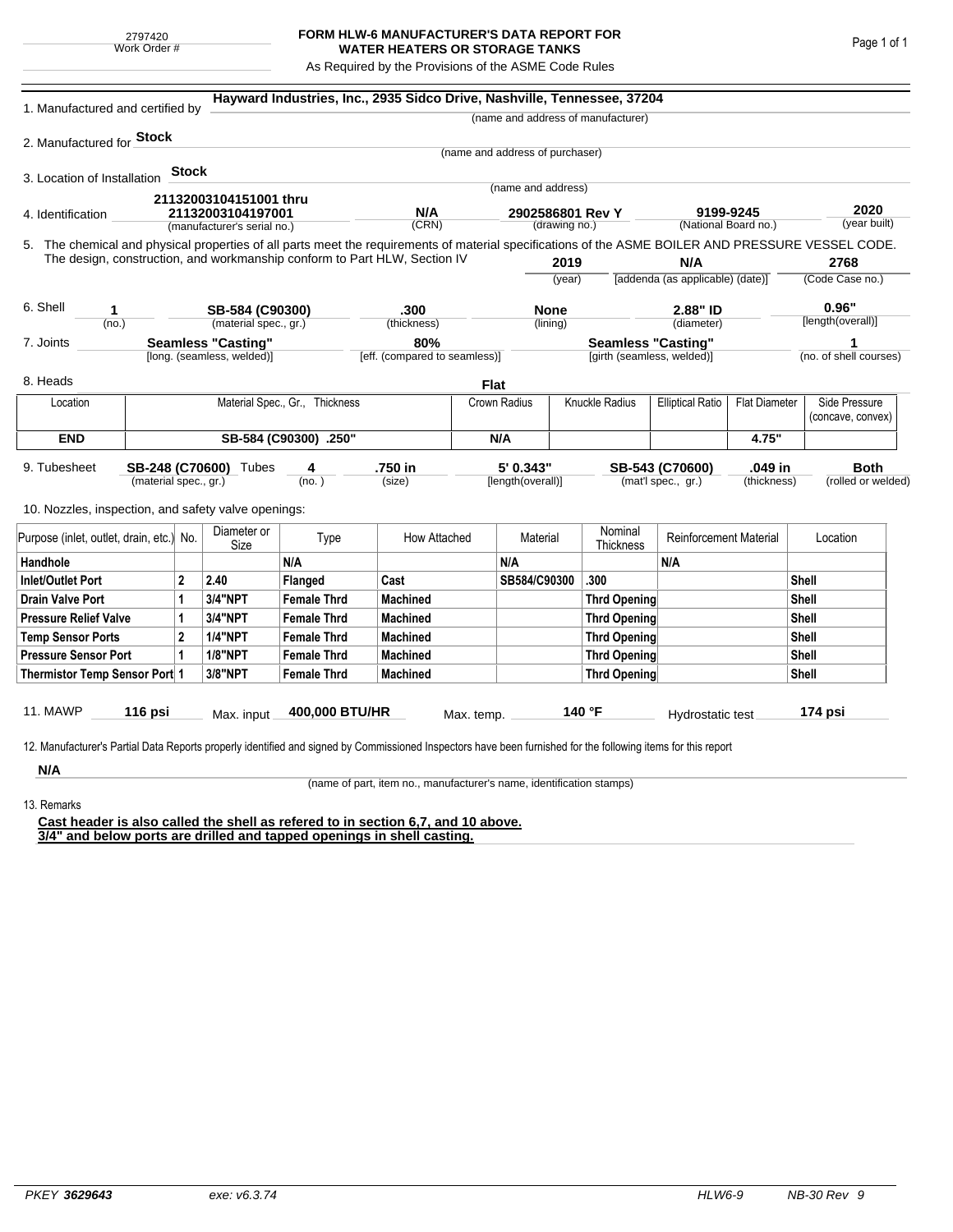2797420
Work Order #

# FORM HLW-6 MANUFACTURER'S DATA REPORT FOR WATER HEATERS OR STORAGE TANKS

As Required by the Provisions of the ASME Code Rules

1. Manufactured and certified by **Hayward Industries, Inc., 2935 Sidco Drive, Nashville, Tennessee, 37204**
(name and address of manufacturer)

2. Manufactured for **Stock**
(name and address of purchaser)

3. Location of Installation **Stock**
(name and address)

4. Identification **21132003104151001 thru 21132003104197001** (manufacturer's serial no.) **N/A** (CRN) **2902586801 Rev Y** (drawing no.) **9199-9245** (National Board no.) **2020** (year built)

5. The chemical and physical properties of all parts meet the requirements of material specifications of the ASME BOILER AND PRESSURE VESSEL CODE. The design, construction, and workmanship conform to Part HLW, Section IV **2019** (year) **N/A** [addenda (as applicable) (date)] **2768** (Code Case no.)

6. Shell **1** (no.) **SB-584 (C90300)** (material spec., gr.) **.300** (thickness) **None** (lining) **2.88" ID** (diameter) **0.96"** [length(overall)]

7. Joints **Seamless "Casting"** [long. (seamless, welded)] **80%** [eff. (compared to seamless)] **Seamless "Casting"** [girth (seamless, welded)] **1** (no. of shell courses)

8. Heads **Flat**

| Location | Material Spec., Gr., Thickness | Crown Radius | Knuckle Radius | Elliptical Ratio | Flat Diameter | Side Pressure (concave, convex) |
|---|---|---|---|---|---|---|
| **END** | **SB-584 (C90300) .250"** | **N/A** | | | **4.75"** | |

9. Tubesheet **SB-248 (C70600)** (material spec., gr.) Tubes **4** (no.) **.750 in** (size) **5' 0.343"** [length(overall)] **SB-543 (C70600)** (mat'l spec., gr.) **.049 in** (thickness) **Both** (rolled or welded)

10. Nozzles, inspection, and safety valve openings:

| Purpose (inlet, outlet, drain, etc.) | No. | Diameter or Size | Type | How Attached | Material | Nominal Thickness | Reinforcement Material | Location |
|---|---|---|---|---|---|---|---|---|
| **Handhole** | | | **N/A** | | **N/A** | | **N/A** | |
| **Inlet/Outlet Port** | **2** | **2.40** | **Flanged** | **Cast** | **SB584/C90300** | **.300** | | **Shell** |
| **Drain Valve Port** | **1** | **3/4"NPT** | **Female Thrd** | **Machined** | | **Thrd Opening** | | **Shell** |
| **Pressure Relief Valve** | **1** | **3/4"NPT** | **Female Thrd** | **Machined** | | **Thrd Opening** | | **Shell** |
| **Temp Sensor Ports** | **2** | **1/4"NPT** | **Female Thrd** | **Machined** | | **Thrd Opening** | | **Shell** |
| **Pressure Sensor Port** | **1** | **1/8"NPT** | **Female Thrd** | **Machined** | | **Thrd Opening** | | **Shell** |
| **Thermistor Temp Sensor Port** | **1** | **3/8"NPT** | **Female Thrd** | **Machined** | | **Thrd Opening** | | **Shell** |

11. MAWP **116 psi** Max. input **400,000 BTU/HR** Max. temp. **140 °F** Hydrostatic test **174 psi**

12. Manufacturer's Partial Data Reports properly identified and signed by Commissioned Inspectors have been furnished for the following items for this report

**N/A**
(name of part, item no., manufacturer's name, identification stamps)

13. Remarks

**Cast header is also called the shell as refered to in section 6,7, and 10 above.**
**3/4" and below ports are drilled and tapped openings in shell casting.**

PKEY **3629643** exe: v6.3.74 HLW6-9 NB-30 Rev 9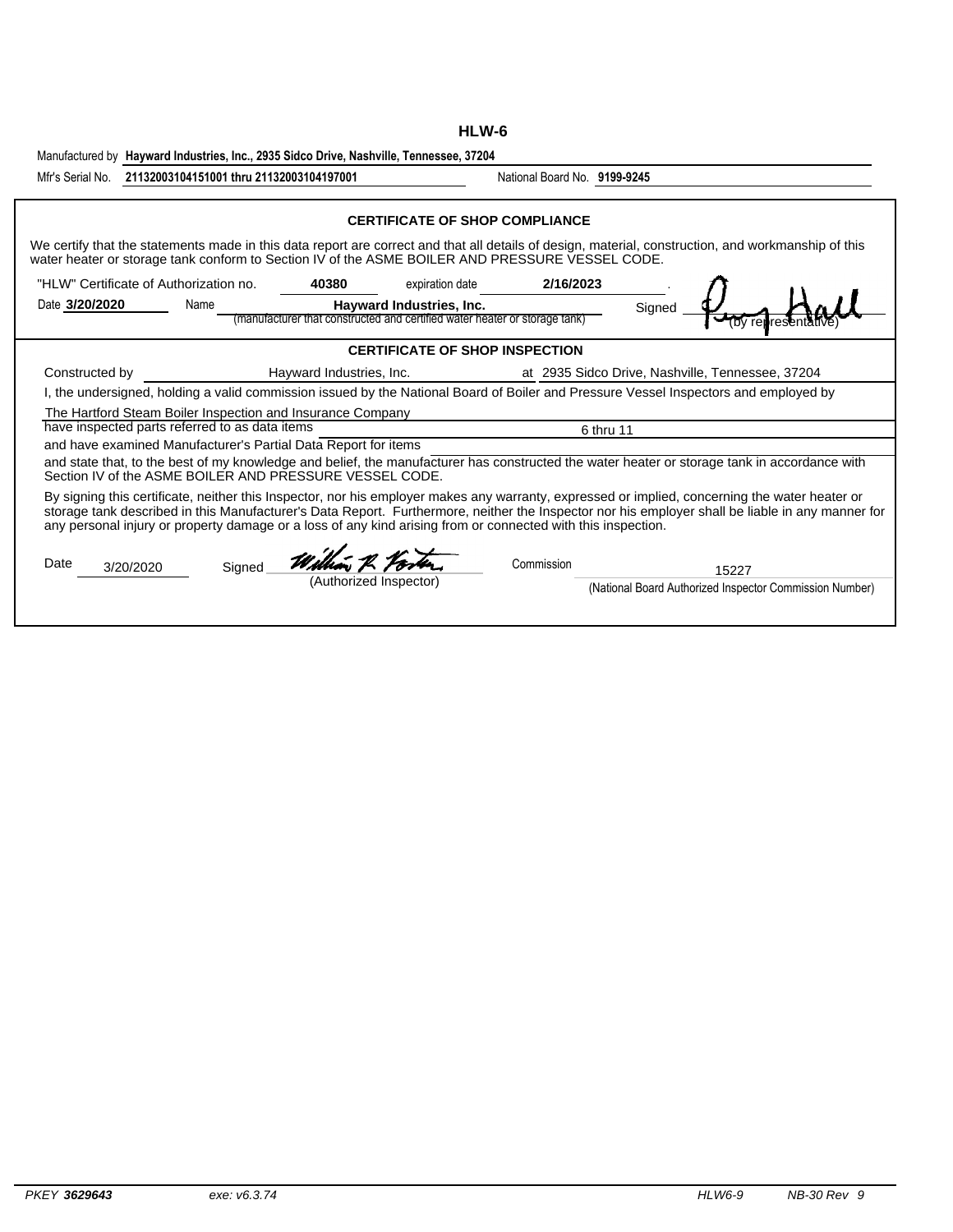# HLW-6

Manufactured by **Hayward Industries, Inc., 2935 Sidco Drive, Nashville, Tennessee, 37204**

Mfr's Serial No. **21132003104151001 thru 21132003104197001** National Board No. **9199-9245**

## CERTIFICATE OF SHOP COMPLIANCE

We certify that the statements made in this data report are correct and that all details of design, material, construction, and workmanship of this water heater or storage tank conform to Section IV of the ASME BOILER AND PRESSURE VESSEL CODE.

"HLW" Certificate of Authorization no. **40380** expiration date **2/16/2023**.

Date **3/20/2020** Name **Hayward Industries, Inc.** (manufacturer that constructed and certified water heater or storage tank) Signed Perry Hall (by representative)

## CERTIFICATE OF SHOP INSPECTION

Constructed by Hayward Industries, Inc. at 2935 Sidco Drive, Nashville, Tennessee, 37204

I, the undersigned, holding a valid commission issued by the National Board of Boiler and Pressure Vessel Inspectors and employed by The Hartford Steam Boiler Inspection and Insurance Company

have inspected parts referred to as data items 6 thru 11

and have examined Manufacturer's Partial Data Report for items

and state that, to the best of my knowledge and belief, the manufacturer has constructed the water heater or storage tank in accordance with Section IV of the ASME BOILER AND PRESSURE VESSEL CODE.

By signing this certificate, neither this Inspector, nor his employer makes any warranty, expressed or implied, concerning the water heater or storage tank described in this Manufacturer's Data Report. Furthermore, neither the Inspector nor his employer shall be liable in any manner for any personal injury or property damage or a loss of any kind arising from or connected with this inspection.

Date 3/20/2020 Signed William R. Foster (Authorized Inspector) Commission 15227 (National Board Authorized Inspector Commission Number)

PKEY 3629643 exe: v6.3.74 HLW6-9 NB-30 Rev 9